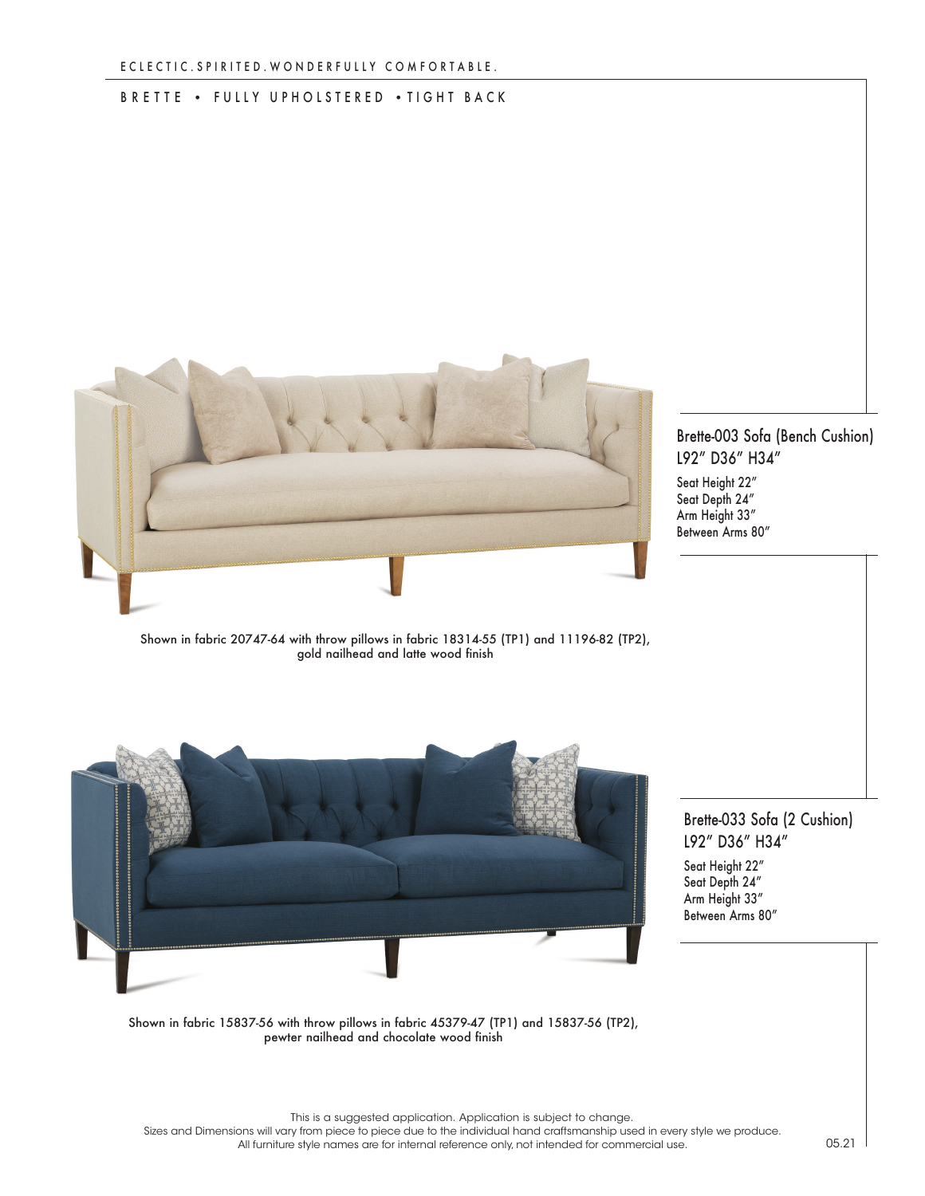ECLECTIC.SPIRITED.WONDERFULLY COMFORTABLE.

# BRETTE • FULLY UPHOLSTERED • TIGHT BACK

## Brette-003 Sofa (Bench Cushion)

L92" D36" H34"

Seat Height 22"
Seat Depth 24"
Arm Height 33"
Between Arms 80"

Shown in fabric 20747-64 with throw pillows in fabric 18314-55 (TP1) and 11196-82 (TP2), gold nailhead and latte wood finish

## Brette-033 Sofa (2 Cushion)

L92" D36" H34"

Seat Height 22"
Seat Depth 24"
Arm Height 33"
Between Arms 80"

Shown in fabric 15837-56 with throw pillows in fabric 45379-47 (TP1) and 15837-56 (TP2), pewter nailhead and chocolate wood finish

This is a suggested application. Application is subject to change.
Sizes and Dimensions will vary from piece to piece due to the individual hand craftsmanship used in every style we produce.
All furniture style names are for internal reference only, not intended for commercial use.

05.21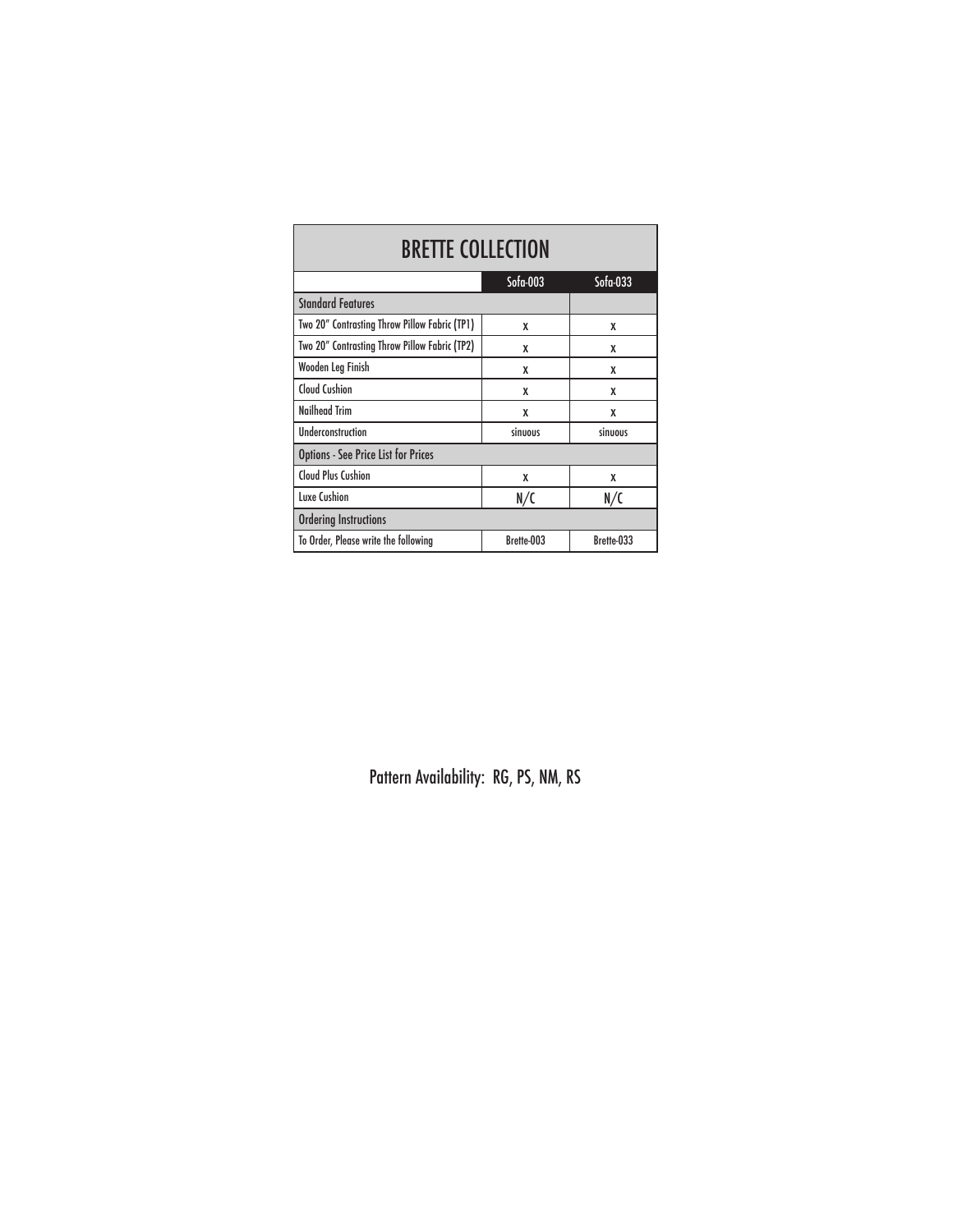# BRETTE COLLECTION

| | Sofa-003 | Sofa-033 |
|---|---|---|
| Standard Features | | |
| Two 20" Contrasting Throw Pillow Fabric (TP1) | x | x |
| Two 20" Contrasting Throw Pillow Fabric (TP2) | x | x |
| Wooden Leg Finish | x | x |
| Cloud Cushion | x | x |
| Nailhead Trim | x | x |
| Underconstruction | sinuous | sinuous |
| Options - See Price List for Prices | | |
| Cloud Plus Cushion | x | x |
| Luxe Cushion | N/C | N/C |
| Ordering Instructions | | |
| To Order, Please write the following | Brette-003 | Brette-033 |

Pattern Availability: RG, PS, NM, RS